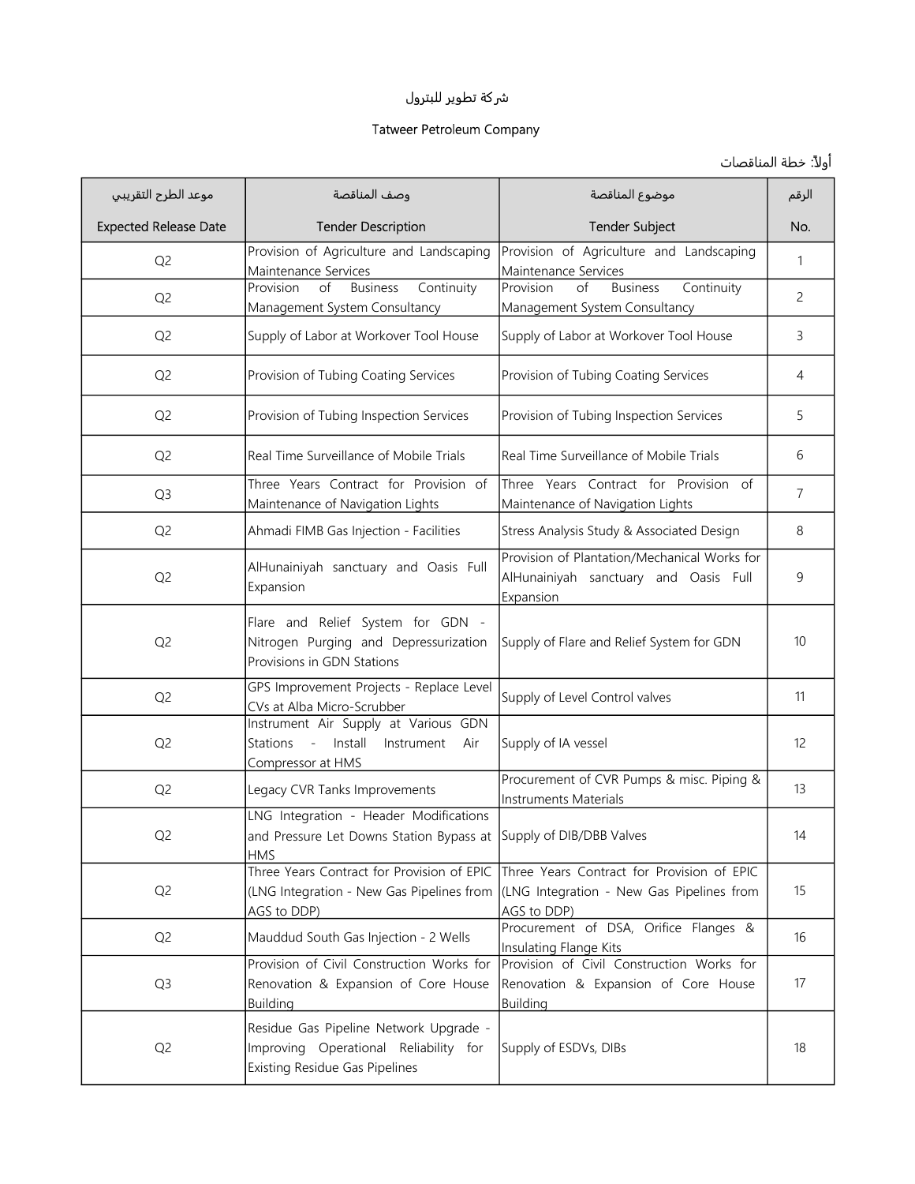شركة تطوير للبترول

Tatweer Petroleum Company

أولاً: خطة المناقصات

| موعد الطرح التقريبي<br>Expected Release Date | وصف المناقصة<br>Tender Description | موضوع المناقصة<br>Tender Subject | الرقم<br>No. |
|---|---|---|---|
| Q2 | Provision of Agriculture and Landscaping Maintenance Services | Provision of Agriculture and Landscaping Maintenance Services | 1 |
| Q2 | Provision of Business Continuity Management System Consultancy | Provision of Business Continuity Management System Consultancy | 2 |
| Q2 | Supply of Labor at Workover Tool House | Supply of Labor at Workover Tool House | 3 |
| Q2 | Provision of Tubing Coating Services | Provision of Tubing Coating Services | 4 |
| Q2 | Provision of Tubing Inspection Services | Provision of Tubing Inspection Services | 5 |
| Q2 | Real Time Surveillance of Mobile Trials | Real Time Surveillance of Mobile Trials | 6 |
| Q3 | Three Years Contract for Provision of Maintenance of Navigation Lights | Three Years Contract for Provision of Maintenance of Navigation Lights | 7 |
| Q2 | Ahmadi FIMB Gas Injection - Facilities | Stress Analysis Study & Associated Design | 8 |
| Q2 | AlHunainiyah sanctuary and Oasis Full Expansion | Provision of Plantation/Mechanical Works for AlHunainiyah sanctuary and Oasis Full Expansion | 9 |
| Q2 | Flare and Relief System for GDN - Nitrogen Purging and Depressurization Provisions in GDN Stations | Supply of Flare and Relief System for GDN | 10 |
| Q2 | GPS Improvement Projects - Replace Level CVs at Alba Micro-Scrubber | Supply of Level Control valves | 11 |
| Q2 | Instrument Air Supply at Various GDN Stations - Install Instrument Air Compressor at HMS | Supply of IA vessel | 12 |
| Q2 | Legacy CVR Tanks Improvements | Procurement of CVR Pumps & misc. Piping & Instruments Materials | 13 |
| Q2 | LNG Integration - Header Modifications and Pressure Let Downs Station Bypass at HMS | Supply of DIB/DBB Valves | 14 |
| Q2 | Three Years Contract for Provision of EPIC (LNG Integration - New Gas Pipelines from AGS to DDP) | Three Years Contract for Provision of EPIC (LNG Integration - New Gas Pipelines from AGS to DDP) | 15 |
| Q2 | Mauddud South Gas Injection - 2 Wells | Procurement of DSA, Orifice Flanges & Insulating Flange Kits | 16 |
| Q3 | Provision of Civil Construction Works for Renovation & Expansion of Core House Building | Provision of Civil Construction Works for Renovation & Expansion of Core House Building | 17 |
| Q2 | Residue Gas Pipeline Network Upgrade - Improving Operational Reliability for Existing Residue Gas Pipelines | Supply of ESDVs, DIBs | 18 |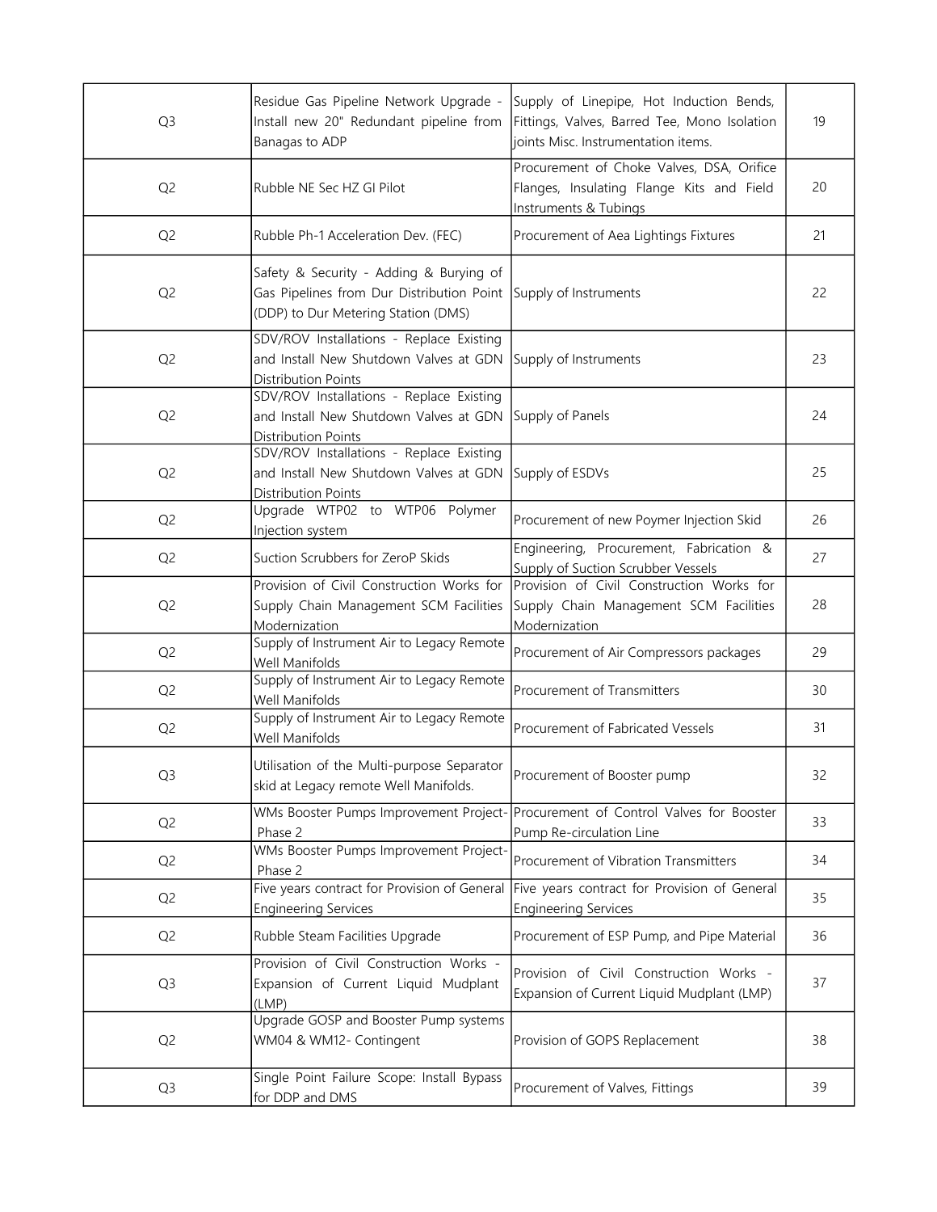| | | | |
|---|---|---|---|
| Q3 | Residue Gas Pipeline Network Upgrade - Install new 20" Redundant pipeline from Banagas to ADP | Supply of Linepipe, Hot Induction Bends, Fittings, Valves, Barred Tee, Mono Isolation joints Misc. Instrumentation items. | 19 |
| Q2 | Rubble NE Sec HZ GI Pilot | Procurement of Choke Valves, DSA, Orifice Flanges, Insulating Flange Kits and Field Instruments & Tubings | 20 |
| Q2 | Rubble Ph-1 Acceleration Dev. (FEC) | Procurement of Aea Lightings Fixtures | 21 |
| Q2 | Safety & Security - Adding & Burying of Gas Pipelines from Dur Distribution Point (DDP) to Dur Metering Station (DMS) | Supply of Instruments | 22 |
| Q2 | SDV/ROV Installations - Replace Existing and Install New Shutdown Valves at GDN Distribution Points | Supply of Instruments | 23 |
| Q2 | SDV/ROV Installations - Replace Existing and Install New Shutdown Valves at GDN Distribution Points | Supply of Panels | 24 |
| Q2 | SDV/ROV Installations - Replace Existing and Install New Shutdown Valves at GDN Distribution Points | Supply of ESDVs | 25 |
| Q2 | Upgrade WTP02 to WTP06 Polymer Injection system | Procurement of new Poymer Injection Skid | 26 |
| Q2 | Suction Scrubbers for ZeroP Skids | Engineering, Procurement, Fabrication & Supply of Suction Scrubber Vessels | 27 |
| Q2 | Provision of Civil Construction Works for Supply Chain Management SCM Facilities Modernization | Provision of Civil Construction Works for Supply Chain Management SCM Facilities Modernization | 28 |
| Q2 | Supply of Instrument Air to Legacy Remote Well Manifolds | Procurement of Air Compressors packages | 29 |
| Q2 | Supply of Instrument Air to Legacy Remote Well Manifolds | Procurement of Transmitters | 30 |
| Q2 | Supply of Instrument Air to Legacy Remote Well Manifolds | Procurement of Fabricated Vessels | 31 |
| Q3 | Utilisation of the Multi-purpose Separator skid at Legacy remote Well Manifolds. | Procurement of Booster pump | 32 |
| Q2 | WMs Booster Pumps Improvement Project-Phase 2 | Procurement of Control Valves for Booster Pump Re-circulation Line | 33 |
| Q2 | WMs Booster Pumps Improvement Project-Phase 2 | Procurement of Vibration Transmitters | 34 |
| Q2 | Five years contract for Provision of General Engineering Services | Five years contract for Provision of General Engineering Services | 35 |
| Q2 | Rubble Steam Facilities Upgrade | Procurement of ESP Pump, and Pipe Material | 36 |
| Q3 | Provision of Civil Construction Works - Expansion of Current Liquid Mudplant (LMP) | Provision of Civil Construction Works - Expansion of Current Liquid Mudplant (LMP) | 37 |
| Q2 | Upgrade GOSP and Booster Pump systems WM04 & WM12- Contingent | Provision of GOPS Replacement | 38 |
| Q3 | Single Point Failure Scope: Install Bypass for DDP and DMS | Procurement of Valves, Fittings | 39 |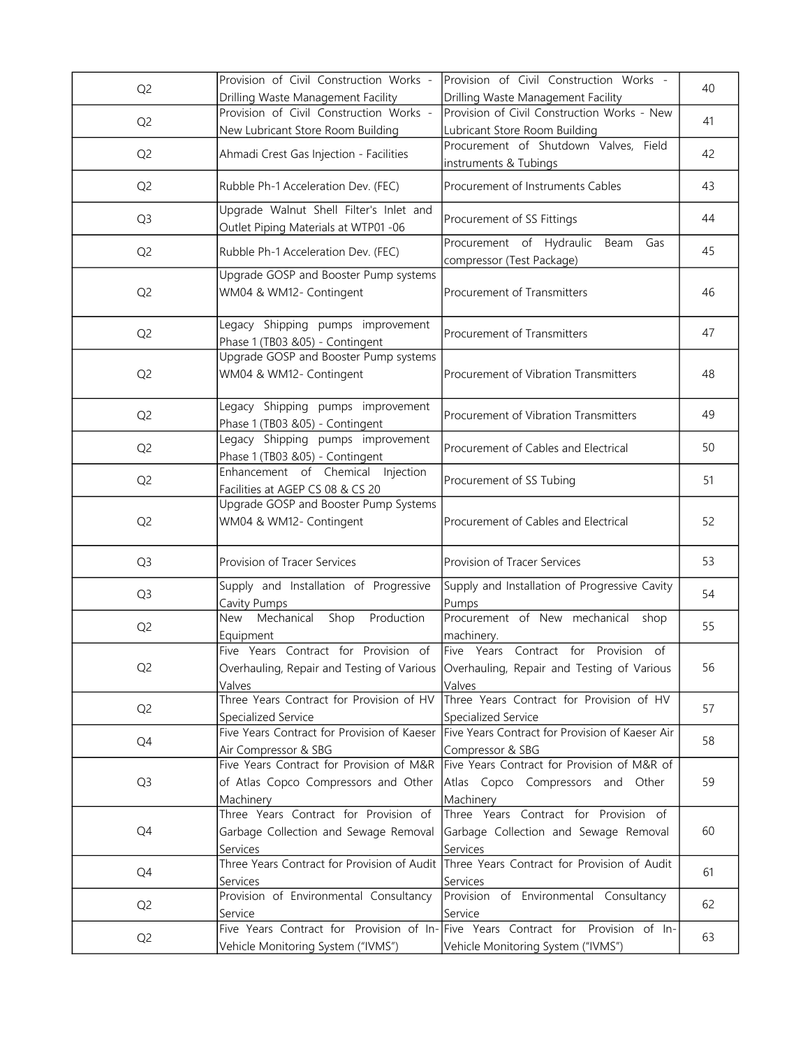| | | | |
|---|---|---|---|
| Q2 | Provision of Civil Construction Works - Drilling Waste Management Facility | Provision of Civil Construction Works - Drilling Waste Management Facility | 40 |
| Q2 | Provision of Civil Construction Works - New Lubricant Store Room Building | Provision of Civil Construction Works - New Lubricant Store Room Building | 41 |
| Q2 | Ahmadi Crest Gas Injection - Facilities | Procurement of Shutdown Valves, Field instruments & Tubings | 42 |
| Q2 | Rubble Ph-1 Acceleration Dev. (FEC) | Procurement of Instruments Cables | 43 |
| Q3 | Upgrade Walnut Shell Filter's Inlet and Outlet Piping Materials at WTP01 -06 | Procurement of SS Fittings | 44 |
| Q2 | Rubble Ph-1 Acceleration Dev. (FEC) | Procurement of Hydraulic Beam Gas compressor (Test Package) | 45 |
| Q2 | Upgrade GOSP and Booster Pump systems WM04 & WM12- Contingent | Procurement of Transmitters | 46 |
| Q2 | Legacy Shipping pumps improvement Phase 1 (TB03 &05) - Contingent | Procurement of Transmitters | 47 |
| Q2 | Upgrade GOSP and Booster Pump systems WM04 & WM12- Contingent | Procurement of Vibration Transmitters | 48 |
| Q2 | Legacy Shipping pumps improvement Phase 1 (TB03 &05) - Contingent | Procurement of Vibration Transmitters | 49 |
| Q2 | Legacy Shipping pumps improvement Phase 1 (TB03 &05) - Contingent | Procurement of Cables and Electrical | 50 |
| Q2 | Enhancement of Chemical Injection Facilities at AGEP CS 08 & CS 20 | Procurement of SS Tubing | 51 |
| Q2 | Upgrade GOSP and Booster Pump Systems WM04 & WM12- Contingent | Procurement of Cables and Electrical | 52 |
| Q3 | Provision of Tracer Services | Provision of Tracer Services | 53 |
| Q3 | Supply and Installation of Progressive Cavity Pumps | Supply and Installation of Progressive Cavity Pumps | 54 |
| Q2 | New Mechanical Shop Production Equipment | Procurement of New mechanical shop machinery. | 55 |
| Q2 | Five Years Contract for Provision of Overhauling, Repair and Testing of Various Valves | Five Years Contract for Provision of Overhauling, Repair and Testing of Various Valves | 56 |
| Q2 | Three Years Contract for Provision of HV Specialized Service | Three Years Contract for Provision of HV Specialized Service | 57 |
| Q4 | Five Years Contract for Provision of Kaeser Air Compressor & SBG | Five Years Contract for Provision of Kaeser Air Compressor & SBG | 58 |
| Q3 | Five Years Contract for Provision of M&R of Atlas Copco Compressors and Other Machinery | Five Years Contract for Provision of M&R of Atlas Copco Compressors and Other Machinery | 59 |
| Q4 | Three Years Contract for Provision of Garbage Collection and Sewage Removal Services | Three Years Contract for Provision of Garbage Collection and Sewage Removal Services | 60 |
| Q4 | Three Years Contract for Provision of Audit Services | Three Years Contract for Provision of Audit Services | 61 |
| Q2 | Provision of Environmental Consultancy Service | Provision of Environmental Consultancy Service | 62 |
| Q2 | Five Years Contract for Provision of In-Vehicle Monitoring System ("IVMS") | Five Years Contract for Provision of In-Vehicle Monitoring System ("IVMS") | 63 |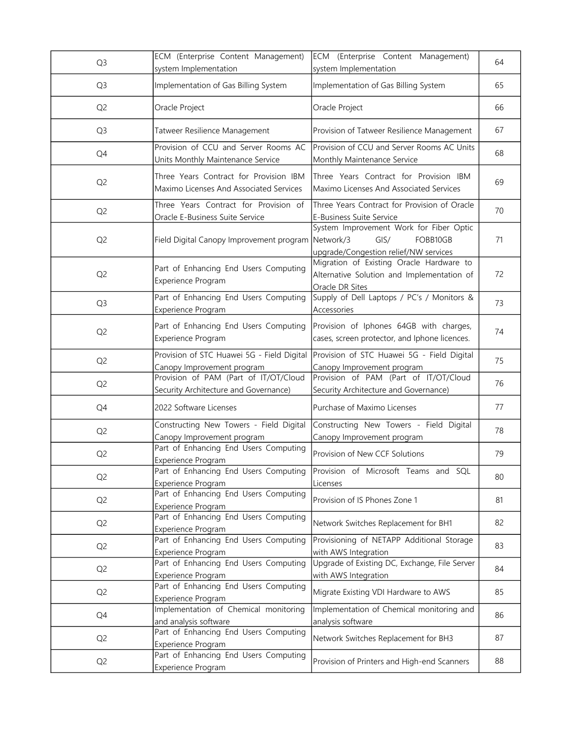| | | | |
|---|---|---|---|
| Q3 | ECM (Enterprise Content Management) system Implementation | ECM (Enterprise Content Management) system Implementation | 64 |
| Q3 | Implementation of Gas Billing System | Implementation of Gas Billing System | 65 |
| Q2 | Oracle Project | Oracle Project | 66 |
| Q3 | Tatweer Resilience Management | Provision of Tatweer Resilience Management | 67 |
| Q4 | Provision of CCU and Server Rooms AC Units Monthly Maintenance Service | Provision of CCU and Server Rooms AC Units Monthly Maintenance Service | 68 |
| Q2 | Three Years Contract for Provision IBM Maximo Licenses And Associated Services | Three Years Contract for Provision IBM Maximo Licenses And Associated Services | 69 |
| Q2 | Three Years Contract for Provision of Oracle E-Business Suite Service | Three Years Contract for Provision of Oracle E-Business Suite Service | 70 |
| Q2 | Field Digital Canopy Improvement program | System Improvement Work for Fiber Optic Network/3 GIS/ FOBB10GB upgrade/Congestion relief/NW services | 71 |
| Q2 | Part of Enhancing End Users Computing Experience Program | Migration of Existing Oracle Hardware to Alternative Solution and Implementation of Oracle DR Sites | 72 |
| Q3 | Part of Enhancing End Users Computing Experience Program | Supply of Dell Laptops / PC's / Monitors & Accessories | 73 |
| Q2 | Part of Enhancing End Users Computing Experience Program | Provision of Iphones 64GB with charges, cases, screen protector, and Iphone licences. | 74 |
| Q2 | Provision of STC Huawei 5G - Field Digital Canopy Improvement program | Provision of STC Huawei 5G - Field Digital Canopy Improvement program | 75 |
| Q2 | Provision of PAM (Part of IT/OT/Cloud Security Architecture and Governance) | Provision of PAM (Part of IT/OT/Cloud Security Architecture and Governance) | 76 |
| Q4 | 2022 Software Licenses | Purchase of Maximo Licenses | 77 |
| Q2 | Constructing New Towers - Field Digital Canopy Improvement program | Constructing New Towers - Field Digital Canopy Improvement program | 78 |
| Q2 | Part of Enhancing End Users Computing Experience Program | Provision of New CCF Solutions | 79 |
| Q2 | Part of Enhancing End Users Computing Experience Program | Provision of Microsoft Teams and SQL Licenses | 80 |
| Q2 | Part of Enhancing End Users Computing Experience Program | Provision of IS Phones Zone 1 | 81 |
| Q2 | Part of Enhancing End Users Computing Experience Program | Network Switches Replacement for BH1 | 82 |
| Q2 | Part of Enhancing End Users Computing Experience Program | Provisioning of NETAPP Additional Storage with AWS Integration | 83 |
| Q2 | Part of Enhancing End Users Computing Experience Program | Upgrade of Existing DC, Exchange, File Server with AWS Integration | 84 |
| Q2 | Part of Enhancing End Users Computing Experience Program | Migrate Existing VDI Hardware to AWS | 85 |
| Q4 | Implementation of Chemical monitoring and analysis software | Implementation of Chemical monitoring and analysis software | 86 |
| Q2 | Part of Enhancing End Users Computing Experience Program | Network Switches Replacement for BH3 | 87 |
| Q2 | Part of Enhancing End Users Computing Experience Program | Provision of Printers and High-end Scanners | 88 |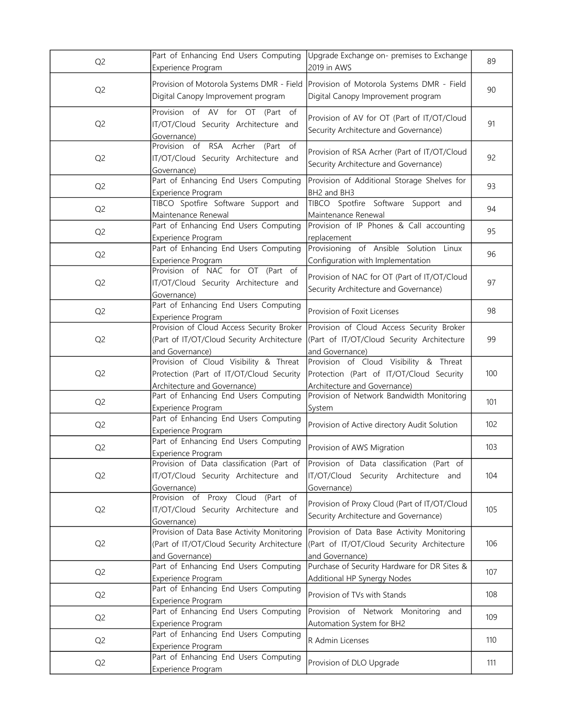| Q2 | Part of Enhancing End Users Computing Experience Program | Upgrade Exchange on- premises to Exchange 2019 in AWS | 89 |
|---|---|---|---|
| Q2 | Provision of Motorola Systems DMR - Field Digital Canopy Improvement program | Provision of Motorola Systems DMR - Field Digital Canopy Improvement program | 90 |
| Q2 | Provision of AV for OT (Part of IT/OT/Cloud Security Architecture and Governance) | Provision of AV for OT (Part of IT/OT/Cloud Security Architecture and Governance) | 91 |
| Q2 | Provision of RSA Acrher (Part of IT/OT/Cloud Security Architecture and Governance) | Provision of RSA Acrher (Part of IT/OT/Cloud Security Architecture and Governance) | 92 |
| Q2 | Part of Enhancing End Users Computing Experience Program | Provision of Additional Storage Shelves for BH2 and BH3 | 93 |
| Q2 | TIBCO Spotfire Software Support and Maintenance Renewal | TIBCO Spotfire Software Support and Maintenance Renewal | 94 |
| Q2 | Part of Enhancing End Users Computing Experience Program | Provision of IP Phones & Call accounting replacement | 95 |
| Q2 | Part of Enhancing End Users Computing Experience Program | Provisioning of Ansible Solution Linux Configuration with Implementation | 96 |
| Q2 | Provision of NAC for OT (Part of IT/OT/Cloud Security Architecture and Governance) | Provision of NAC for OT (Part of IT/OT/Cloud Security Architecture and Governance) | 97 |
| Q2 | Part of Enhancing End Users Computing Experience Program | Provision of Foxit Licenses | 98 |
| Q2 | Provision of Cloud Access Security Broker (Part of IT/OT/Cloud Security Architecture and Governance) | Provision of Cloud Access Security Broker (Part of IT/OT/Cloud Security Architecture and Governance) | 99 |
| Q2 | Provision of Cloud Visibility & Threat Protection (Part of IT/OT/Cloud Security Architecture and Governance) | Provision of Cloud Visibility & Threat Protection (Part of IT/OT/Cloud Security Architecture and Governance) | 100 |
| Q2 | Part of Enhancing End Users Computing Experience Program | Provision of Network Bandwidth Monitoring System | 101 |
| Q2 | Part of Enhancing End Users Computing Experience Program | Provision of Active directory Audit Solution | 102 |
| Q2 | Part of Enhancing End Users Computing Experience Program | Provision of AWS Migration | 103 |
| Q2 | Provision of Data classification (Part of IT/OT/Cloud Security Architecture and Governance) | Provision of Data classification (Part of IT/OT/Cloud Security Architecture and Governance) | 104 |
| Q2 | Provision of Proxy Cloud (Part of IT/OT/Cloud Security Architecture and Governance) | Provision of Proxy Cloud (Part of IT/OT/Cloud Security Architecture and Governance) | 105 |
| Q2 | Provision of Data Base Activity Monitoring (Part of IT/OT/Cloud Security Architecture and Governance) | Provision of Data Base Activity Monitoring (Part of IT/OT/Cloud Security Architecture and Governance) | 106 |
| Q2 | Part of Enhancing End Users Computing Experience Program | Purchase of Security Hardware for DR Sites & Additional HP Synergy Nodes | 107 |
| Q2 | Part of Enhancing End Users Computing Experience Program | Provision of TVs with Stands | 108 |
| Q2 | Part of Enhancing End Users Computing Experience Program | Provision of Network Monitoring and Automation System for BH2 | 109 |
| Q2 | Part of Enhancing End Users Computing Experience Program | R Admin Licenses | 110 |
| Q2 | Part of Enhancing End Users Computing Experience Program | Provision of DLO Upgrade | 111 |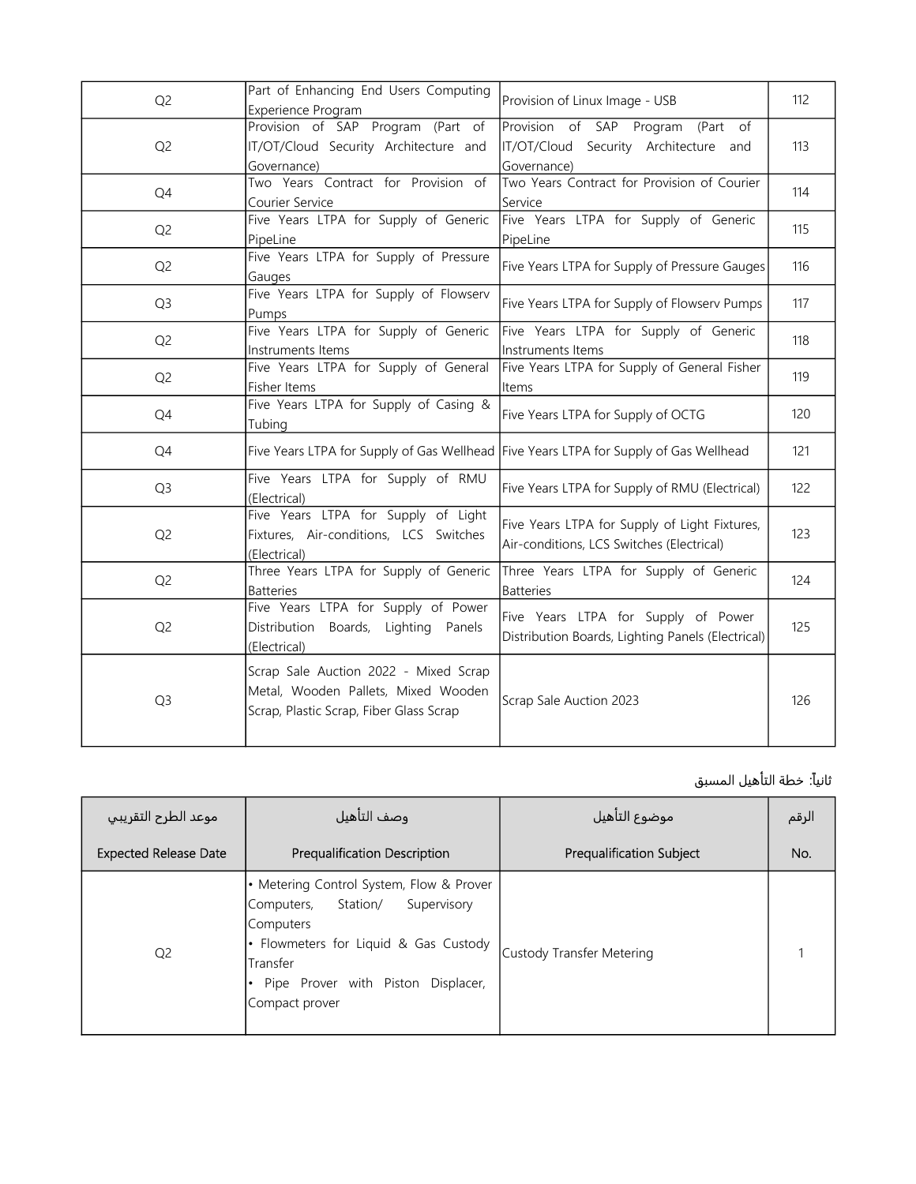| | | | |
|---|---|---|---|
| Q2 | Part of Enhancing End Users Computing Experience Program | Provision of Linux Image - USB | 112 |
| Q2 | Provision of SAP Program (Part of IT/OT/Cloud Security Architecture and Governance) | Provision of SAP Program (Part of IT/OT/Cloud Security Architecture and Governance) | 113 |
| Q4 | Two Years Contract for Provision of Courier Service | Two Years Contract for Provision of Courier Service | 114 |
| Q2 | Five Years LTPA for Supply of Generic PipeLine | Five Years LTPA for Supply of Generic PipeLine | 115 |
| Q2 | Five Years LTPA for Supply of Pressure Gauges | Five Years LTPA for Supply of Pressure Gauges | 116 |
| Q3 | Five Years LTPA for Supply of Flowserv Pumps | Five Years LTPA for Supply of Flowserv Pumps | 117 |
| Q2 | Five Years LTPA for Supply of Generic Instruments Items | Five Years LTPA for Supply of Generic Instruments Items | 118 |
| Q2 | Five Years LTPA for Supply of General Fisher Items | Five Years LTPA for Supply of General Fisher Items | 119 |
| Q4 | Five Years LTPA for Supply of Casing & Tubing | Five Years LTPA for Supply of OCTG | 120 |
| Q4 | Five Years LTPA for Supply of Gas Wellhead | Five Years LTPA for Supply of Gas Wellhead | 121 |
| Q3 | Five Years LTPA for Supply of RMU (Electrical) | Five Years LTPA for Supply of RMU (Electrical) | 122 |
| Q2 | Five Years LTPA for Supply of Light Fixtures, Air-conditions, LCS Switches (Electrical) | Five Years LTPA for Supply of Light Fixtures, Air-conditions, LCS Switches (Electrical) | 123 |
| Q2 | Three Years LTPA for Supply of Generic Batteries | Three Years LTPA for Supply of Generic Batteries | 124 |
| Q2 | Five Years LTPA for Supply of Power Distribution Boards, Lighting Panels (Electrical) | Five Years LTPA for Supply of Power Distribution Boards, Lighting Panels (Electrical) | 125 |
| Q3 | Scrap Sale Auction 2022 - Mixed Scrap Metal, Wooden Pallets, Mixed Wooden Scrap, Plastic Scrap, Fiber Glass Scrap | Scrap Sale Auction 2023 | 126 |

ثانياً: خطة التأهيل المسبق

| موعد الطرح التقريبي<br>Expected Release Date | وصف التأهيل<br>Prequalification Description | موضوع التأهيل<br>Prequalification Subject | الرقم<br>No. |
|---|---|---|---|
| Q2 | • Metering Control System, Flow & Prover Computers, Station/ Supervisory Computers<br>• Flowmeters for Liquid & Gas Custody Transfer<br>• Pipe Prover with Piston Displacer, Compact prover | Custody Transfer Metering | 1 |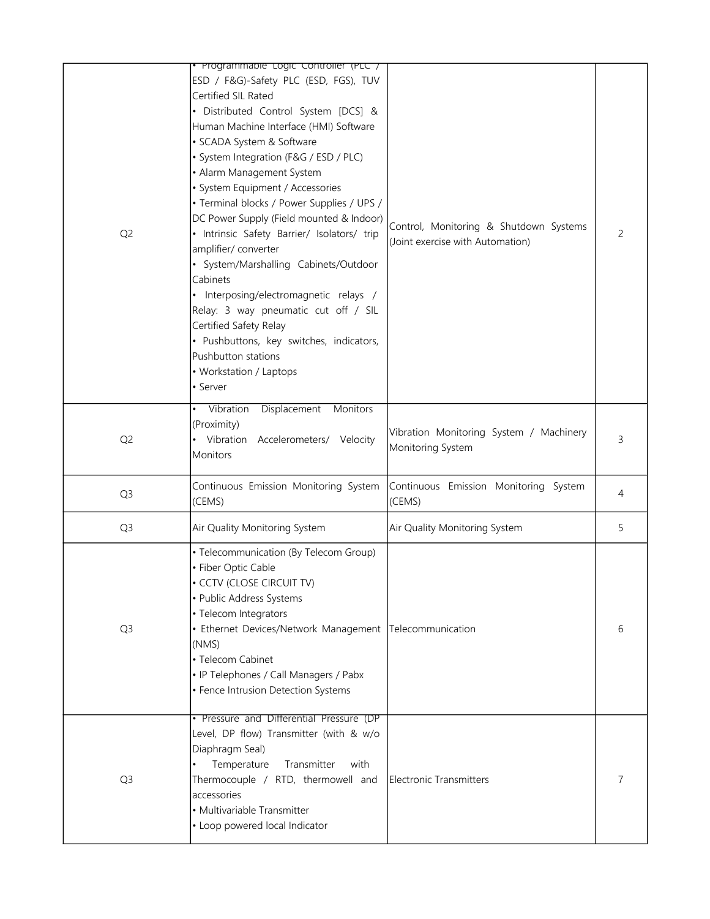| | | | |
|---|---|---|---|
| Q2 | • Programmable Logic Controller (PLC / ESD / F&G)-Safety PLC (ESD, FGS), TUV Certified SIL Rated<br>• Distributed Control System [DCS] & Human Machine Interface (HMI) Software<br>• SCADA System & Software<br>• System Integration (F&G / ESD / PLC)<br>• Alarm Management System<br>• System Equipment / Accessories<br>• Terminal blocks / Power Supplies / UPS / DC Power Supply (Field mounted & Indoor)<br>• Intrinsic Safety Barrier/ Isolators/ trip amplifier/ converter<br>• System/Marshalling Cabinets/Outdoor Cabinets<br>• Interposing/electromagnetic relays / Relay: 3 way pneumatic cut off / SIL Certified Safety Relay<br>• Pushbuttons, key switches, indicators, Pushbutton stations<br>• Workstation / Laptops<br>• Server | Control, Monitoring & Shutdown Systems (Joint exercise with Automation) | 2 |
| Q2 | • Vibration Displacement Monitors (Proximity)<br>• Vibration Accelerometers/ Velocity Monitors | Vibration Monitoring System / Machinery Monitoring System | 3 |
| Q3 | Continuous Emission Monitoring System (CEMS) | Continuous Emission Monitoring System (CEMS) | 4 |
| Q3 | Air Quality Monitoring System | Air Quality Monitoring System | 5 |
| Q3 | • Telecommunication (By Telecom Group)<br>• Fiber Optic Cable<br>• CCTV (CLOSE CIRCUIT TV)<br>• Public Address Systems<br>• Telecom Integrators<br>• Ethernet Devices/Network Management (NMS)<br>• Telecom Cabinet<br>• IP Telephones / Call Managers / Pabx<br>• Fence Intrusion Detection Systems | Telecommunication | 6 |
| Q3 | • Pressure and Differential Pressure (DP Level, DP flow) Transmitter (with & w/o Diaphragm Seal)<br>• Temperature Transmitter with Thermocouple / RTD, thermowell and accessories<br>• Multivariable Transmitter<br>• Loop powered local Indicator | Electronic Transmitters | 7 |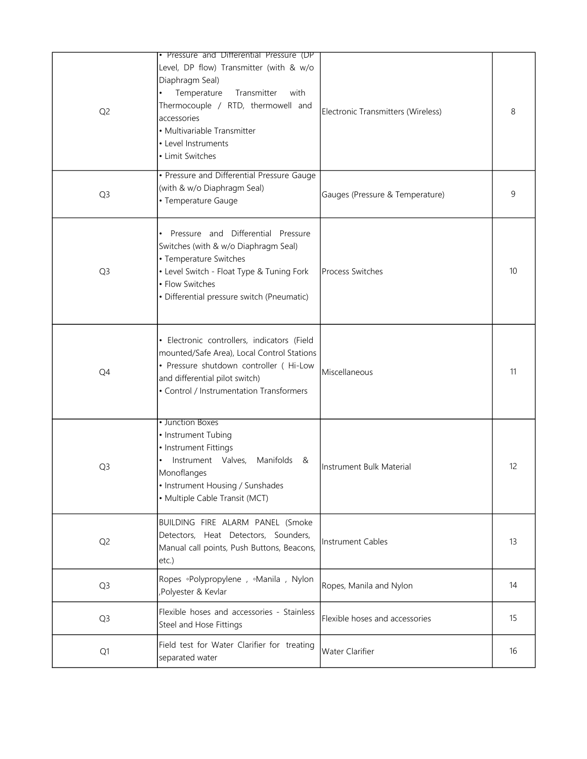| | | | |
|---|---|---|---|
| Q2 | • Pressure and Differential Pressure (DP Level, DP flow) Transmitter (with & w/o Diaphragm Seal)<br>• Temperature Transmitter with Thermocouple / RTD, thermowell and accessories<br>• Multivariable Transmitter<br>• Level Instruments<br>• Limit Switches | Electronic Transmitters (Wireless) | 8 |
| Q3 | • Pressure and Differential Pressure Gauge (with & w/o Diaphragm Seal)<br>• Temperature Gauge | Gauges (Pressure & Temperature) | 9 |
| Q3 | • Pressure and Differential Pressure Switches (with & w/o Diaphragm Seal)<br>• Temperature Switches<br>• Level Switch - Float Type & Tuning Fork<br>• Flow Switches<br>• Differential pressure switch (Pneumatic) | Process Switches | 10 |
| Q4 | • Electronic controllers, indicators (Field mounted/Safe Area), Local Control Stations<br>• Pressure shutdown controller ( Hi-Low and differential pilot switch)<br>• Control / Instrumentation Transformers | Miscellaneous | 11 |
| Q3 | • Junction Boxes<br>• Instrument Tubing<br>• Instrument Fittings<br>• Instrument Valves, Manifolds & Monoflanges<br>• Instrument Housing / Sunshades<br>• Multiple Cable Transit (MCT) | Instrument Bulk Material | 12 |
| Q2 | BUILDING FIRE ALARM PANEL (Smoke Detectors, Heat Detectors, Sounders, Manual call points, Push Buttons, Beacons, etc.) | Instrument Cables | 13 |
| Q3 | Ropes ◦Polypropylene , ◦Manila , Nylon ,Polyester & Kevlar | Ropes, Manila and Nylon | 14 |
| Q3 | Flexible hoses and accessories - Stainless Steel and Hose Fittings | Flexible hoses and accessories | 15 |
| Q1 | Field test for Water Clarifier for treating separated water | Water Clarifier | 16 |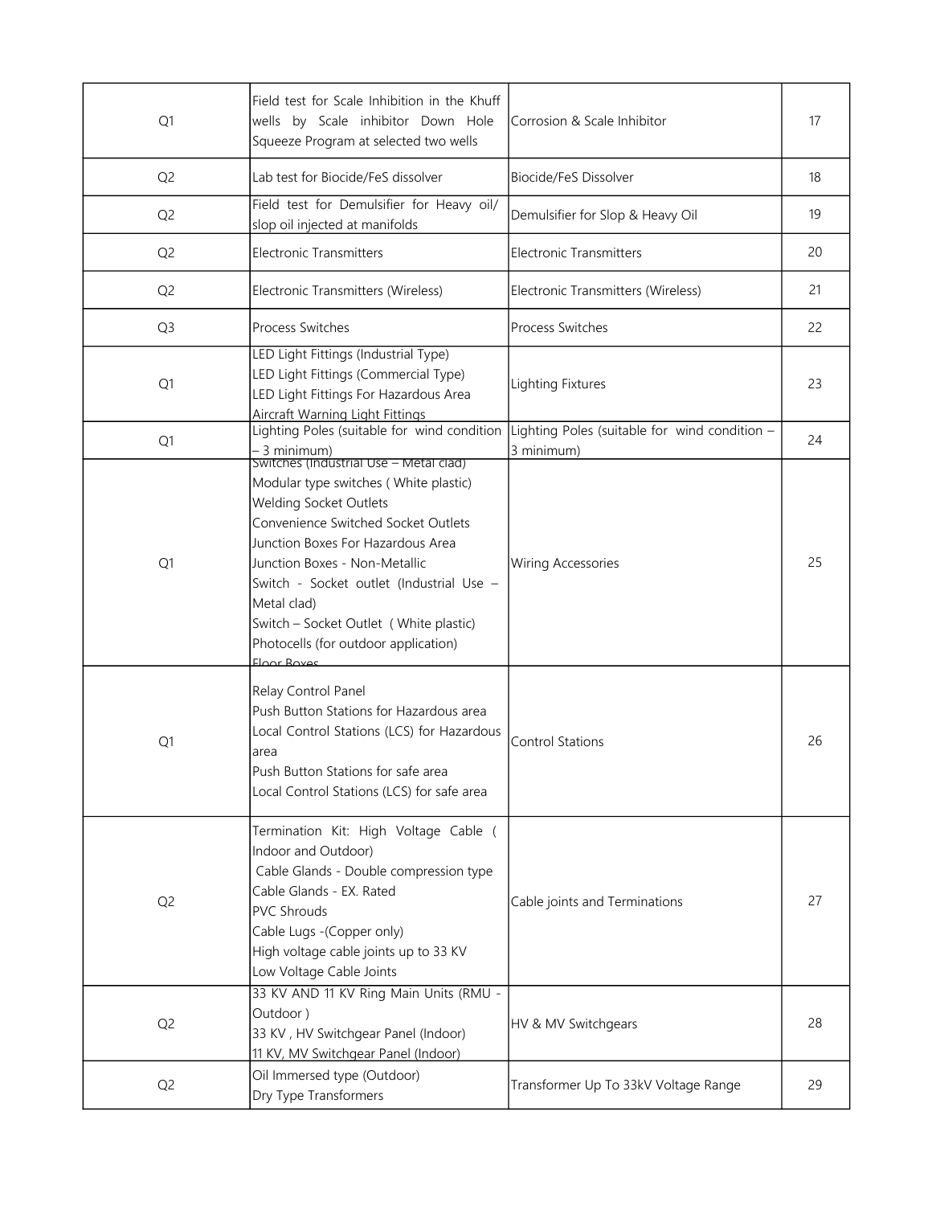| | | | |
|---|---|---|---|
| Q1 | Field test for Scale Inhibition in the Khuff wells by Scale inhibitor Down Hole Squeeze Program at selected two wells | Corrosion & Scale Inhibitor | 17 |
| Q2 | Lab test for Biocide/FeS dissolver | Biocide/FeS Dissolver | 18 |
| Q2 | Field test for Demulsifier for Heavy oil/ slop oil injected at manifolds | Demulsifier for Slop & Heavy Oil | 19 |
| Q2 | Electronic Transmitters | Electronic Transmitters | 20 |
| Q2 | Electronic Transmitters (Wireless) | Electronic Transmitters (Wireless) | 21 |
| Q3 | Process Switches | Process Switches | 22 |
| Q1 | LED Light Fittings (Industrial Type)<br>LED Light Fittings (Commercial Type)<br>LED Light Fittings For Hazardous Area<br>Aircraft Warning Light Fittings | Lighting Fixtures | 23 |
| Q1 | Lighting Poles (suitable for wind condition – 3 minimum) | Lighting Poles (suitable for wind condition – 3 minimum) | 24 |
| Q1 | Switches (Industrial Use – Metal clad)<br>Modular type switches ( White plastic)<br>Welding Socket Outlets<br>Convenience Switched Socket Outlets<br>Junction Boxes For Hazardous Area<br>Junction Boxes - Non-Metallic<br>Switch - Socket outlet (Industrial Use – Metal clad)<br>Switch – Socket Outlet ( White plastic)<br>Photocells (for outdoor application)<br>Floor Boxes | Wiring Accessories | 25 |
| Q1 | Relay Control Panel<br>Push Button Stations for Hazardous area<br>Local Control Stations (LCS) for Hazardous area<br>Push Button Stations for safe area<br>Local Control Stations (LCS) for safe area | Control Stations | 26 |
| Q2 | Termination Kit: High Voltage Cable ( Indoor and Outdoor)<br>Cable Glands - Double compression type<br>Cable Glands - EX. Rated<br>PVC Shrouds<br>Cable Lugs -(Copper only)<br>High voltage cable joints up to 33 KV<br>Low Voltage Cable Joints | Cable joints and Terminations | 27 |
| Q2 | 33 KV AND 11 KV Ring Main Units (RMU - Outdoor )<br>33 KV , HV Switchgear Panel (Indoor)<br>11 KV, MV Switchgear Panel (Indoor) | HV & MV Switchgears | 28 |
| Q2 | Oil Immersed type (Outdoor)<br>Dry Type Transformers | Transformer Up To 33kV Voltage Range | 29 |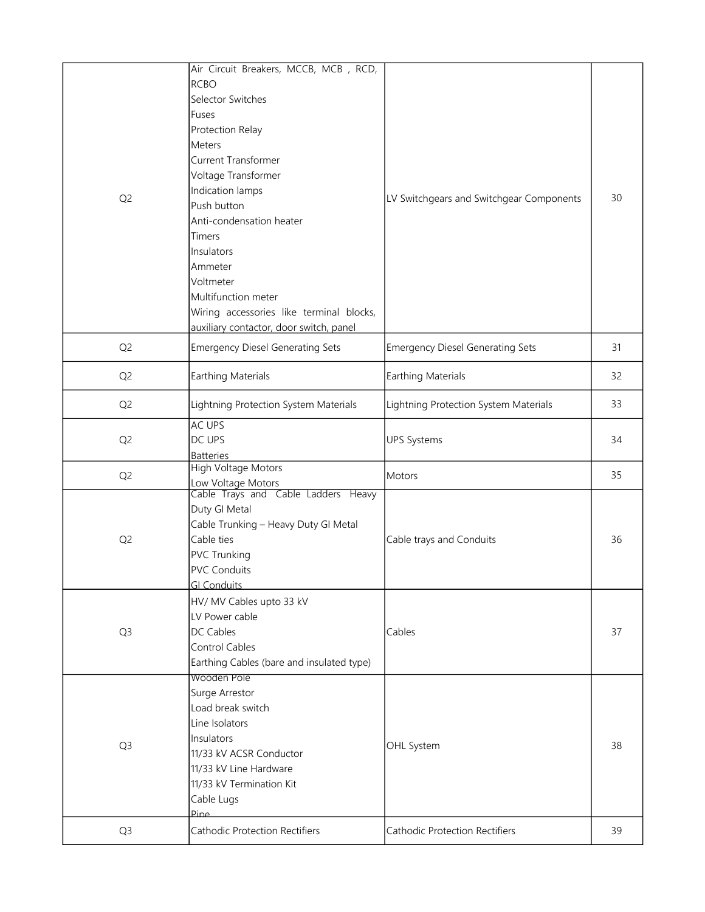| | | | |
|---|---|---|---|
| Q2 | Air Circuit Breakers, MCCB, MCB , RCD, RCBO<br>Selector Switches<br>Fuses<br>Protection Relay<br>Meters<br>Current Transformer<br>Voltage Transformer<br>Indication lamps<br>Push button<br>Anti-condensation heater<br>Timers<br>Insulators<br>Ammeter<br>Voltmeter<br>Multifunction meter<br>Wiring accessories like terminal blocks, auxiliary contactor, door switch, panel | LV Switchgears and Switchgear Components | 30 |
| Q2 | Emergency Diesel Generating Sets | Emergency Diesel Generating Sets | 31 |
| Q2 | Earthing Materials | Earthing Materials | 32 |
| Q2 | Lightning Protection System Materials | Lightning Protection System Materials | 33 |
| Q2 | AC UPS<br>DC UPS<br>Batteries | UPS Systems | 34 |
| Q2 | High Voltage Motors<br>Low Voltage Motors | Motors | 35 |
| Q2 | Cable Trays and Cable Ladders Heavy Duty GI Metal<br>Cable Trunking – Heavy Duty GI Metal<br>Cable ties<br>PVC Trunking<br>PVC Conduits<br>GI Conduits | Cable trays and Conduits | 36 |
| Q3 | HV/ MV Cables upto 33 kV<br>LV Power cable<br>DC Cables<br>Control Cables<br>Earthing Cables (bare and insulated type) | Cables | 37 |
| Q3 | Wooden Pole<br>Surge Arrestor<br>Load break switch<br>Line Isolators<br>Insulators<br>11/33 kV ACSR Conductor<br>11/33 kV Line Hardware<br>11/33 kV Termination Kit<br>Cable Lugs<br>Pipe | OHL System | 38 |
| Q3 | Cathodic Protection Rectifiers | Cathodic Protection Rectifiers | 39 |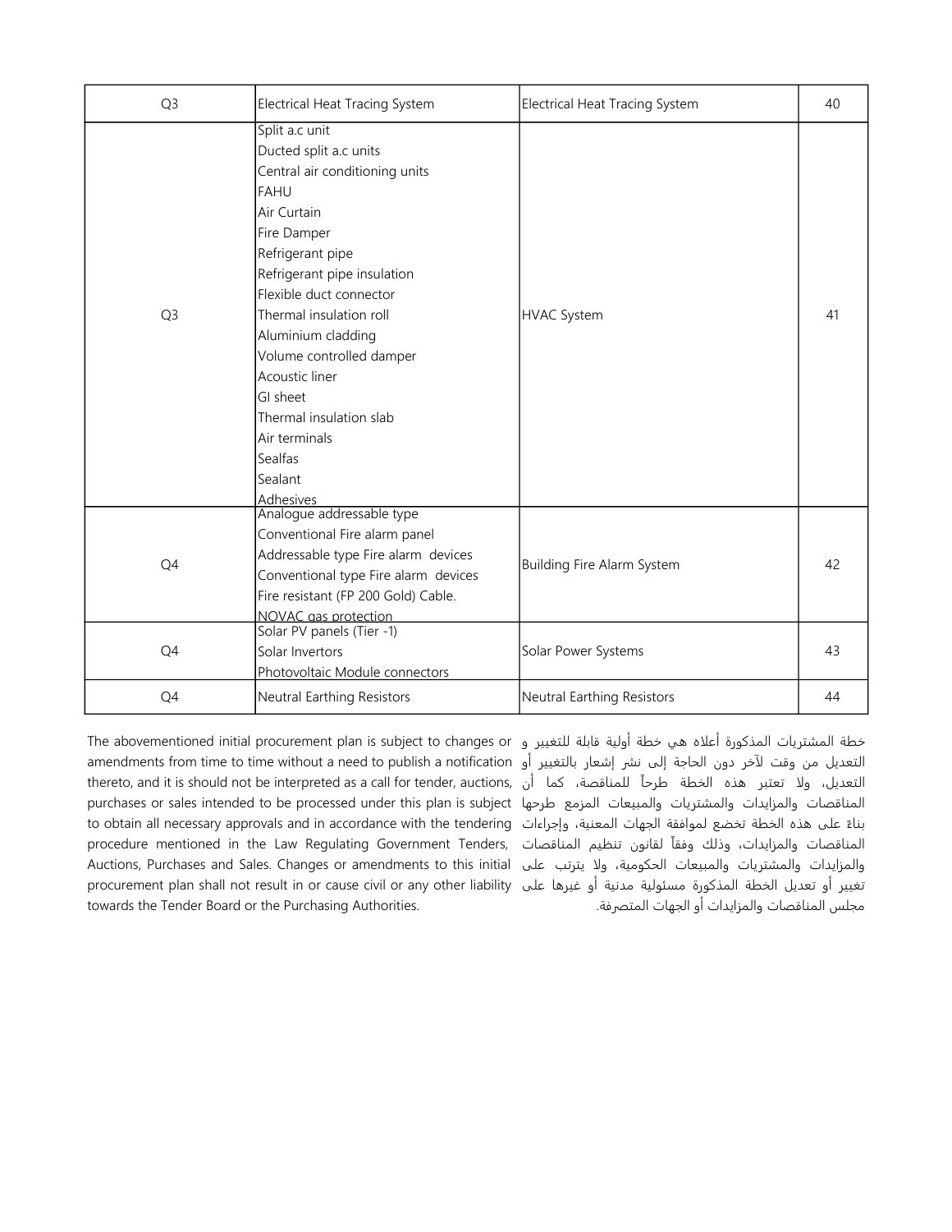| | | | |
|---|---|---|---|
| Q3 | Electrical Heat Tracing System | Electrical Heat Tracing System | 40 |
| Q3 | Split a.c unit<br>Ducted split a.c units<br>Central air conditioning units<br>FAHU<br>Air Curtain<br>Fire Damper<br>Refrigerant pipe<br>Refrigerant pipe insulation<br>Flexible duct connector<br>Thermal insulation roll<br>Aluminium cladding<br>Volume controlled damper<br>Acoustic liner<br>GI sheet<br>Thermal insulation slab<br>Air terminals<br>Sealfas<br>Sealant<br>Adhesives | HVAC System | 41 |
| Q4 | Analogue addressable type<br>Conventional Fire alarm panel<br>Addressable type Fire alarm devices<br>Conventional type Fire alarm devices<br>Fire resistant (FP 200 Gold) Cable.<br>NOVAC gas protection | Building Fire Alarm System | 42 |
| Q4 | Solar PV panels (Tier -1)<br>Solar Invertors<br>Photovoltaic Module connectors | Solar Power Systems | 43 |
| Q4 | Neutral Earthing Resistors | Neutral Earthing Resistors | 44 |

The abovementioned initial procurement plan is subject to changes or amendments from time to time without a need to publish a notification thereto, and it is should not be interpreted as a call for tender, auctions, purchases or sales intended to be processed under this plan is subject to obtain all necessary approvals and in accordance with the tendering procedure mentioned in the Law Regulating Government Tenders, Auctions, Purchases and Sales. Changes or amendments to this initial procurement plan shall not result in or cause civil or any other liability towards the Tender Board or the Purchasing Authorities.

خطة المشتريات المذكورة أعلاه هي خطة أولية قابلة للتغيير و التعديل من وقت لآخر دون الحاجة إلى نشر إشعار بالتغيير أو التعديل، ولا تعتبر هذه الخطة طرحاً للمناقصة، كما أن المناقصات والمزايدات والمشتريات والمبيعات المزمع طرحها بناءً على هذه الخطة تخضع لموافقة الجهات المعنية، وإجراءات المناقصات والمزايدات، وذلك وفقاً لقانون تنظيم المناقصات والمزايدات والمشتريات والمبيعات الحكومية، ولا يترتب على تغيير أو تعديل الخطة المذكورة مسئولية مدنية أو غيرها على مجلس المناقصات والمزايدات أو الجهات المتصرفة.